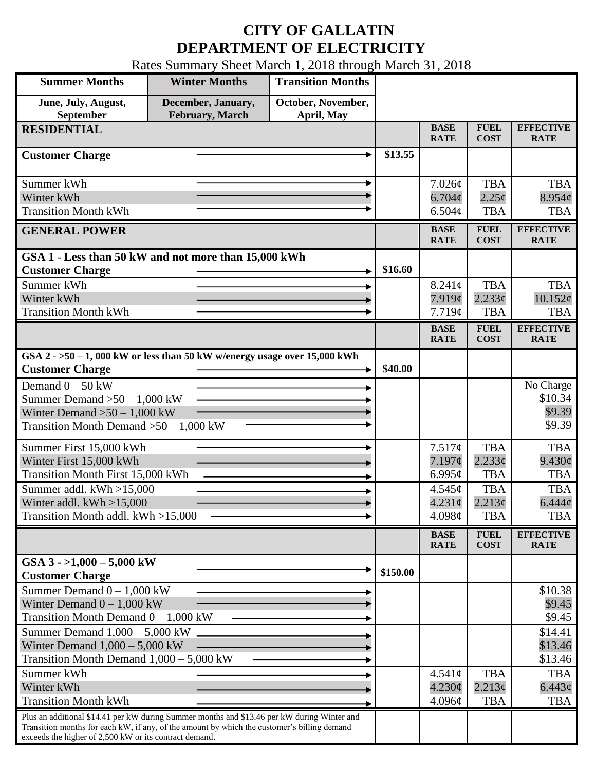# CITY OF GALLATIN
# DEPARTMENT OF ELECTRICITY

Rates Summary Sheet March 1, 2018 through March 31, 2018

| Summer Months | Winter Months | Transition Months |
|---|---|---|
| June, July, August, September | December, January, February, March | October, November, April, May |

| RESIDENTIAL | | BASE RATE | FUEL COST | EFFECTIVE RATE |
|---|---|---|---|---|
| **Customer Charge** | $13.55 | | | |
| Summer kWh | | 7.026¢ | TBA | TBA |
| Winter kWh | | 6.704¢ | 2.25¢ | 8.954¢ |
| Transition Month kWh | | 6.504¢ | TBA | TBA |

| GENERAL POWER | | BASE RATE | FUEL COST | EFFECTIVE RATE |
|---|---|---|---|---|
| **GSA 1 - Less than 50 kW and not more than 15,000 kWh** | | | | |
| **Customer Charge** | $16.60 | | | |
| Summer kWh | | 8.241¢ | TBA | TBA |
| Winter kWh | | 7.919¢ | 2.233¢ | 10.152¢ |
| Transition Month kWh | | 7.719¢ | TBA | TBA |

| | | BASE RATE | FUEL COST | EFFECTIVE RATE |
|---|---|---|---|---|
| **GSA 2 - >50 – 1, 000 kW or less than 50 kW w/energy usage over 15,000 kWh** | | | | |
| **Customer Charge** | $40.00 | | | |
| Demand 0 – 50 kW | | | | No Charge |
| Summer Demand >50 – 1,000 kW | | | | $10.34 |
| Winter Demand >50 – 1,000 kW | | | | $9.39 |
| Transition Month Demand >50 – 1,000 kW | | | | $9.39 |
| Summer First 15,000 kWh | | 7.517¢ | TBA | TBA |
| Winter First 15,000 kWh | | 7.197¢ | 2.233¢ | 9.430¢ |
| Transition Month First 15,000 kWh | | 6.995¢ | TBA | TBA |
| Summer addl. kWh >15,000 | | 4.545¢ | TBA | TBA |
| Winter addl. kWh >15,000 | | 4.231¢ | 2.213¢ | 6.444¢ |
| Transition Month addl. kWh >15,000 | | 4.098¢ | TBA | TBA |

| | | BASE RATE | FUEL COST | EFFECTIVE RATE |
|---|---|---|---|---|
| **GSA 3 - >1,000 – 5,000 kW** | | | | |
| **Customer Charge** | $150.00 | | | |
| Summer Demand 0 – 1,000 kW | | | | $10.38 |
| Winter Demand 0 – 1,000 kW | | | | $9.45 |
| Transition Month Demand 0 – 1,000 kW | | | | $9.45 |
| Summer Demand 1,000 – 5,000 kW | | | | $14.41 |
| Winter Demand 1,000 – 5,000 kW | | | | $13.46 |
| Transition Month Demand 1,000 – 5,000 kW | | | | $13.46 |
| Summer kWh | | 4.541¢ | TBA | TBA |
| Winter kWh | | 4.230¢ | 2.213¢ | 6.443¢ |
| Transition Month kWh | | 4.096¢ | TBA | TBA |
| Plus an additional $14.41 per kW during Summer months and $13.46 per kW during Winter and Transition months for each kW, if any, of the amount by which the customer's billing demand exceeds the higher of 2,500 kW or its contract demand. | | | | |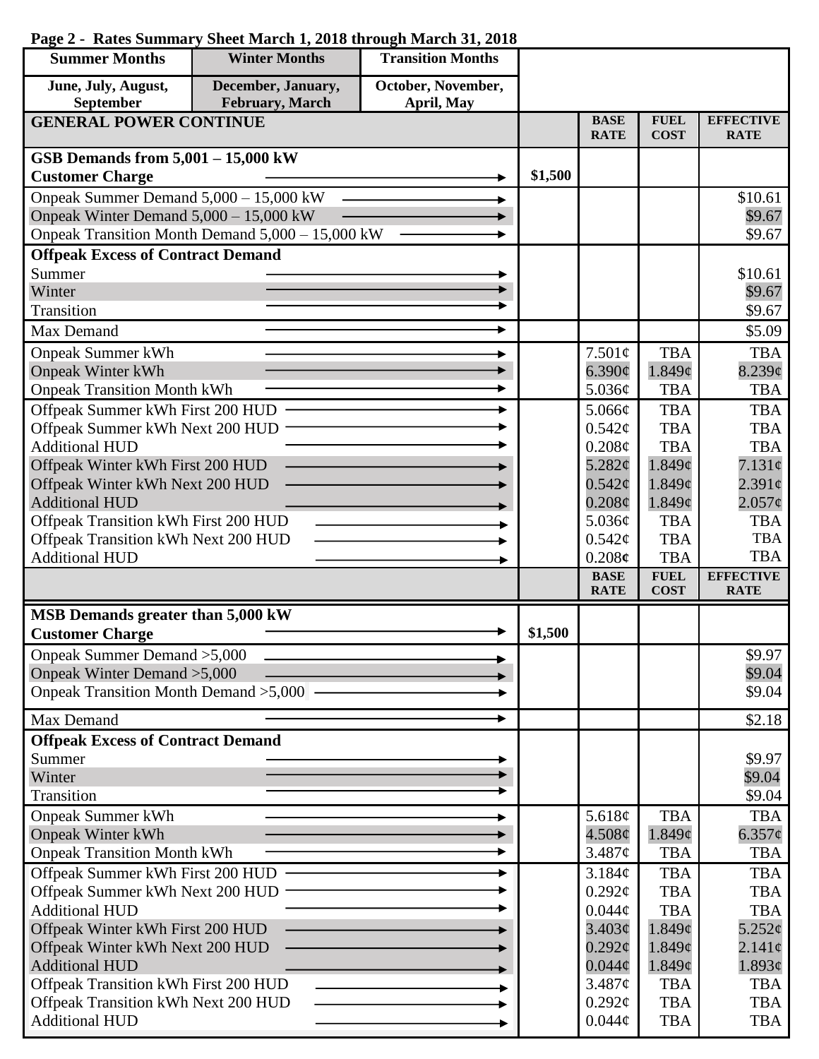**Page 2 - Rates Summary Sheet March 1, 2018 through March 31, 2018**

| Summer Months | Winter Months | Transition Months |
|---|---|---|
| June, July, August, September | December, January, February, March | October, November, April, May |

| GENERAL POWER CONTINUE | | BASE RATE | FUEL COST | EFFECTIVE RATE |
|---|---|---|---|---|
| **GSB Demands from 5,001 – 15,000 kW** | | | | |
| **Customer Charge** | $1,500 | | | |
| Onpeak Summer Demand 5,000 – 15,000 kW | | | | $10.61 |
| Onpeak Winter Demand 5,000 – 15,000 kW | | | | $9.67 |
| Onpeak Transition Month Demand 5,000 – 15,000 kW | | | | $9.67 |
| **Offpeak Excess of Contract Demand** | | | | |
| Summer | | | | $10.61 |
| Winter | | | | $9.67 |
| Transition | | | | $9.67 |
| Max Demand | | | | $5.09 |
| Onpeak Summer kWh | | 7.501¢ | TBA | TBA |
| Onpeak Winter kWh | | 6.390¢ | 1.849¢ | 8.239¢ |
| Onpeak Transition Month kWh | | 5.036¢ | TBA | TBA |
| Offpeak Summer kWh First 200 HUD | | 5.066¢ | TBA | TBA |
| Offpeak Summer kWh Next 200 HUD | | 0.542¢ | TBA | TBA |
| Additional HUD | | 0.208¢ | TBA | TBA |
| Offpeak Winter kWh First 200 HUD | | 5.282¢ | 1.849¢ | 7.131¢ |
| Offpeak Winter kWh Next 200 HUD | | 0.542¢ | 1.849¢ | 2.391¢ |
| Additional HUD | | 0.208¢ | 1.849¢ | 2.057¢ |
| Offpeak Transition kWh First 200 HUD | | 5.036¢ | TBA | TBA |
| Offpeak Transition kWh Next 200 HUD | | 0.542¢ | TBA | TBA |
| Additional HUD | | 0.208¢ | TBA | TBA |

| | | BASE RATE | FUEL COST | EFFECTIVE RATE |
|---|---|---|---|---|
| **MSB Demands greater than 5,000 kW** | | | | |
| **Customer Charge** | $1,500 | | | |
| Onpeak Summer Demand >5,000 | | | | $9.97 |
| Onpeak Winter Demand >5,000 | | | | $9.04 |
| Onpeak Transition Month Demand >5,000 | | | | $9.04 |
| Max Demand | | | | $2.18 |
| **Offpeak Excess of Contract Demand** | | | | |
| Summer | | | | $9.97 |
| Winter | | | | $9.04 |
| Transition | | | | $9.04 |
| Onpeak Summer kWh | | 5.618¢ | TBA | TBA |
| Onpeak Winter kWh | | 4.508¢ | 1.849¢ | 6.357¢ |
| Onpeak Transition Month kWh | | 3.487¢ | TBA | TBA |
| Offpeak Summer kWh First 200 HUD | | 3.184¢ | TBA | TBA |
| Offpeak Summer kWh Next 200 HUD | | 0.292¢ | TBA | TBA |
| Additional HUD | | 0.044¢ | TBA | TBA |
| Offpeak Winter kWh First 200 HUD | | 3.403¢ | 1.849¢ | 5.252¢ |
| Offpeak Winter kWh Next 200 HUD | | 0.292¢ | 1.849¢ | 2.141¢ |
| Additional HUD | | 0.044¢ | 1.849¢ | 1.893¢ |
| Offpeak Transition kWh First 200 HUD | | 3.487¢ | TBA | TBA |
| Offpeak Transition kWh Next 200 HUD | | 0.292¢ | TBA | TBA |
| Additional HUD | | 0.044¢ | TBA | TBA |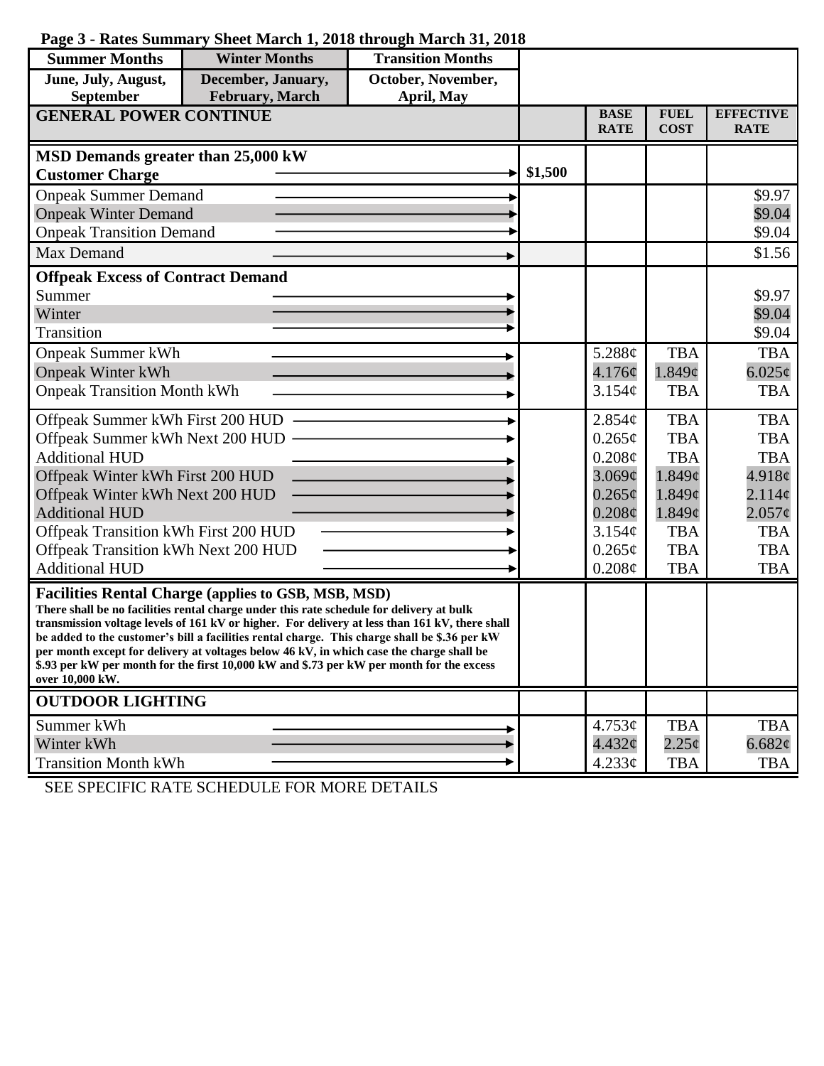**Page 3 - Rates Summary Sheet March 1, 2018 through March 31, 2018**

| Summer Months | Winter Months | Transition Months |
|---|---|---|
| June, July, August, September | December, January, February, March | October, November, April, May |

| GENERAL POWER CONTINUE | | BASE RATE | FUEL COST | EFFECTIVE RATE |
|---|---|---|---|---|
| **MSD Demands greater than 25,000 kW** | | | | |
| **Customer Charge** | **$1,500** | | | |
| Onpeak Summer Demand | | | | $9.97 |
| Onpeak Winter Demand | | | | $9.04 |
| Onpeak Transition Demand | | | | $9.04 |
| Max Demand | | | | $1.56 |
| **Offpeak Excess of Contract Demand** | | | | |
| Summer | | | | $9.97 |
| Winter | | | | $9.04 |
| Transition | | | | $9.04 |
| Onpeak Summer kWh | | 5.288¢ | TBA | TBA |
| Onpeak Winter kWh | | 4.176¢ | 1.849¢ | 6.025¢ |
| Onpeak Transition Month kWh | | 3.154¢ | TBA | TBA |
| Offpeak Summer kWh First 200 HUD | | 2.854¢ | TBA | TBA |
| Offpeak Summer kWh Next 200 HUD | | 0.265¢ | TBA | TBA |
| Additional HUD | | 0.208¢ | TBA | TBA |
| Offpeak Winter kWh First 200 HUD | | 3.069¢ | 1.849¢ | 4.918¢ |
| Offpeak Winter kWh Next 200 HUD | | 0.265¢ | 1.849¢ | 2.114¢ |
| Additional HUD | | 0.208¢ | 1.849¢ | 2.057¢ |
| Offpeak Transition kWh First 200 HUD | | 3.154¢ | TBA | TBA |
| Offpeak Transition kWh Next 200 HUD | | 0.265¢ | TBA | TBA |
| Additional HUD | | 0.208¢ | TBA | TBA |
| **Facilities Rental Charge (applies to GSB, MSB, MSD)** There shall be no facilities rental charge under this rate schedule for delivery at bulk transmission voltage levels of 161 kV or higher. For delivery at less than 161 kV, there shall be added to the customer's bill a facilities rental charge. This charge shall be $.36 per kW per month except for delivery at voltages below 46 kV, in which case the charge shall be $.93 per kW per month for the first 10,000 kW and $.73 per kW per month for the excess over 10,000 kW. | | | | |
| **OUTDOOR LIGHTING** | | | | |
| Summer kWh | | 4.753¢ | TBA | TBA |
| Winter kWh | | 4.432¢ | 2.25¢ | 6.682¢ |
| Transition Month kWh | | 4.233¢ | TBA | TBA |

SEE SPECIFIC RATE SCHEDULE FOR MORE DETAILS